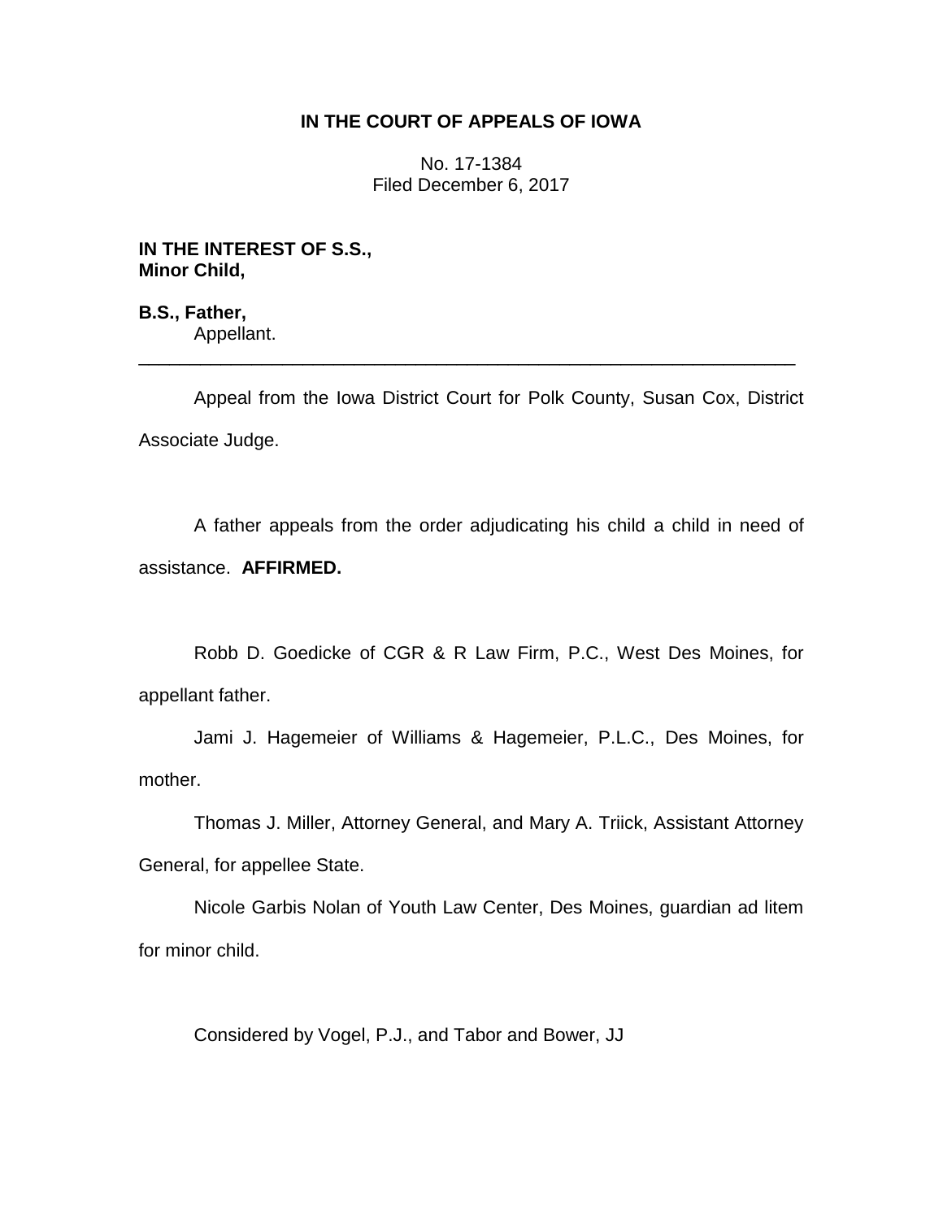**IN THE COURT OF APPEALS OF IOWA**

No. 17-1384
Filed December 6, 2017

**IN THE INTEREST OF S.S.,**
**Minor Child,**

**B.S., Father,**
Appellant.

---

Appeal from the Iowa District Court for Polk County, Susan Cox, District Associate Judge.

A father appeals from the order adjudicating his child a child in need of assistance. **AFFIRMED.**

Robb D. Goedicke of CGR & R Law Firm, P.C., West Des Moines, for appellant father.

Jami J. Hagemeier of Williams & Hagemeier, P.L.C., Des Moines, for mother.

Thomas J. Miller, Attorney General, and Mary A. Triick, Assistant Attorney General, for appellee State.

Nicole Garbis Nolan of Youth Law Center, Des Moines, guardian ad litem for minor child.

Considered by Vogel, P.J., and Tabor and Bower, JJ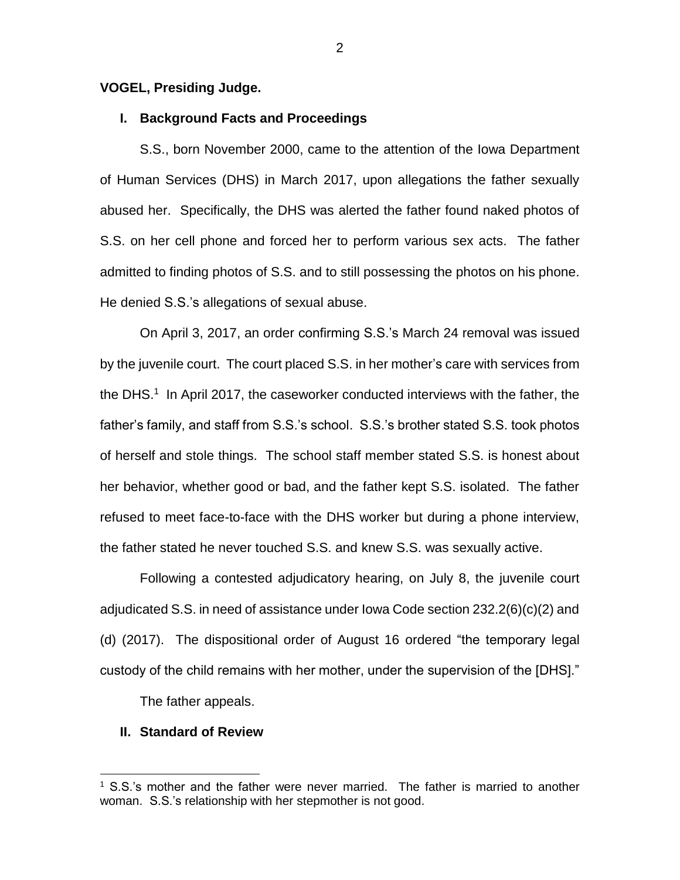**VOGEL, Presiding Judge.**

## I. Background Facts and Proceedings

S.S., born November 2000, came to the attention of the Iowa Department of Human Services (DHS) in March 2017, upon allegations the father sexually abused her. Specifically, the DHS was alerted the father found naked photos of S.S. on her cell phone and forced her to perform various sex acts. The father admitted to finding photos of S.S. and to still possessing the photos on his phone. He denied S.S.'s allegations of sexual abuse.

On April 3, 2017, an order confirming S.S.'s March 24 removal was issued by the juvenile court. The court placed S.S. in her mother's care with services from the DHS.[1] In April 2017, the caseworker conducted interviews with the father, the father's family, and staff from S.S.'s school. S.S.'s brother stated S.S. took photos of herself and stole things. The school staff member stated S.S. is honest about her behavior, whether good or bad, and the father kept S.S. isolated. The father refused to meet face-to-face with the DHS worker but during a phone interview, the father stated he never touched S.S. and knew S.S. was sexually active.

Following a contested adjudicatory hearing, on July 8, the juvenile court adjudicated S.S. in need of assistance under Iowa Code section 232.2(6)(c)(2) and (d) (2017). The dispositional order of August 16 ordered "the temporary legal custody of the child remains with her mother, under the supervision of the [DHS]."

The father appeals.

## II. Standard of Review

[1] S.S.'s mother and the father were never married. The father is married to another woman. S.S.'s relationship with her stepmother is not good.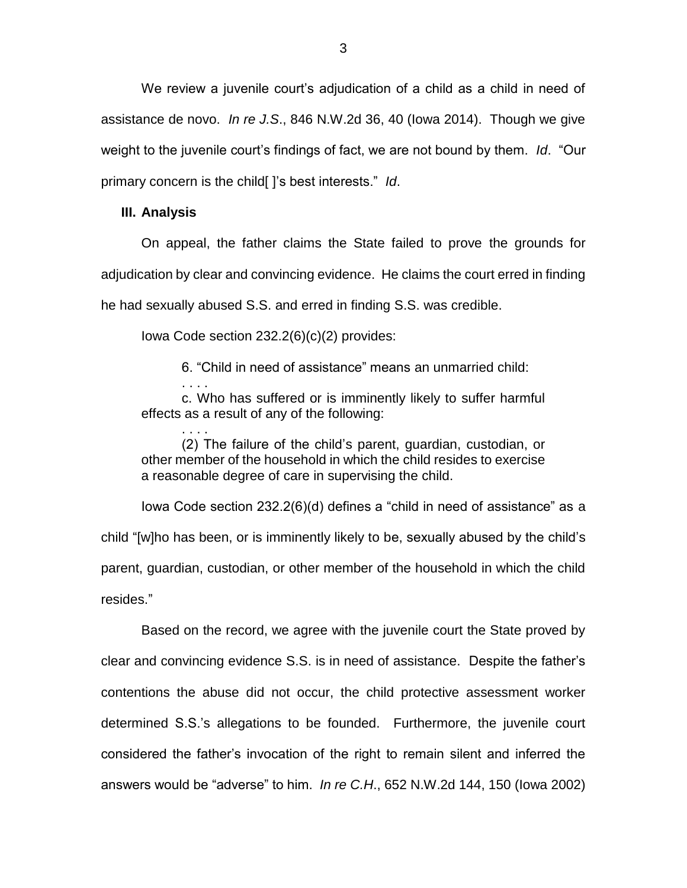We review a juvenile court's adjudication of a child as a child in need of assistance de novo. *In re J.S*., 846 N.W.2d 36, 40 (Iowa 2014). Though we give weight to the juvenile court's findings of fact, we are not bound by them. *Id*. "Our primary concern is the child[ ]'s best interests." *Id*.

## III. Analysis

On appeal, the father claims the State failed to prove the grounds for adjudication by clear and convincing evidence. He claims the court erred in finding he had sexually abused S.S. and erred in finding S.S. was credible.

Iowa Code section 232.2(6)(c)(2) provides:

> 6. "Child in need of assistance" means an unmarried child:
>
> . . . .
>
> c. Who has suffered or is imminently likely to suffer harmful effects as a result of any of the following:
>
> . . . .
>
> (2) The failure of the child's parent, guardian, custodian, or other member of the household in which the child resides to exercise a reasonable degree of care in supervising the child.

Iowa Code section 232.2(6)(d) defines a "child in need of assistance" as a child "[w]ho has been, or is imminently likely to be, sexually abused by the child's parent, guardian, custodian, or other member of the household in which the child resides."

Based on the record, we agree with the juvenile court the State proved by clear and convincing evidence S.S. is in need of assistance. Despite the father's contentions the abuse did not occur, the child protective assessment worker determined S.S.'s allegations to be founded. Furthermore, the juvenile court considered the father's invocation of the right to remain silent and inferred the answers would be "adverse" to him. *In re C.H*., 652 N.W.2d 144, 150 (Iowa 2002)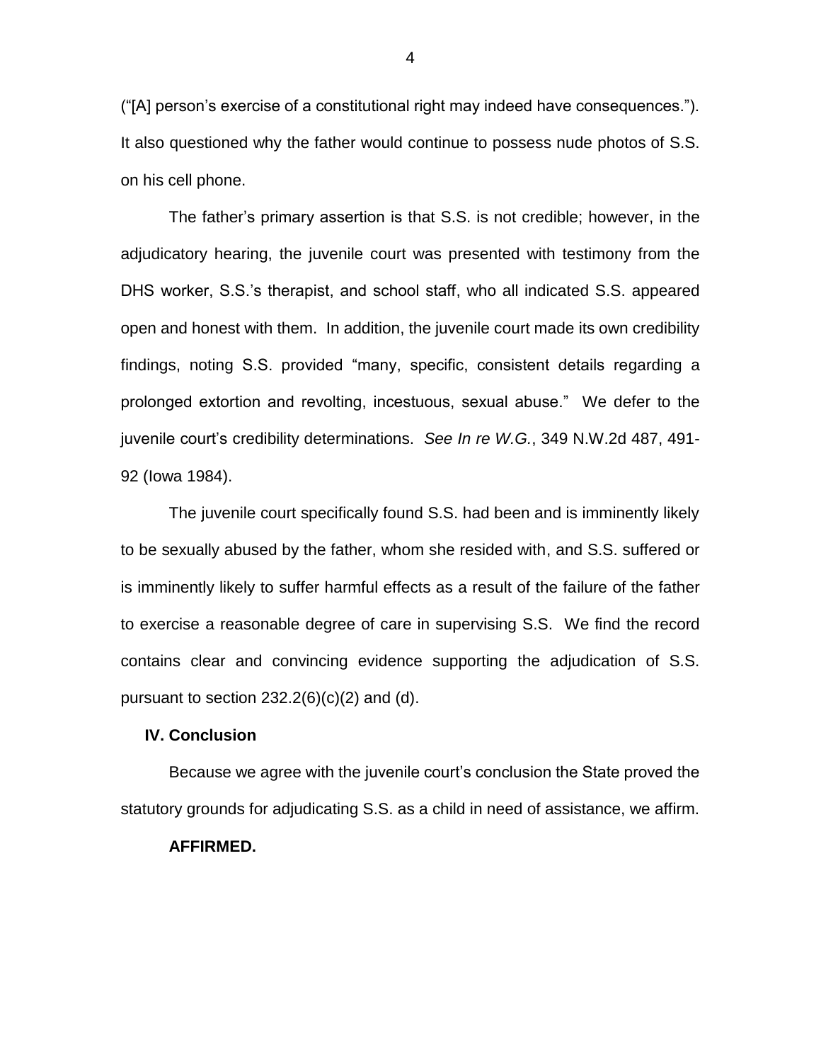("[A] person's exercise of a constitutional right may indeed have consequences."). It also questioned why the father would continue to possess nude photos of S.S. on his cell phone.

The father's primary assertion is that S.S. is not credible; however, in the adjudicatory hearing, the juvenile court was presented with testimony from the DHS worker, S.S.'s therapist, and school staff, who all indicated S.S. appeared open and honest with them. In addition, the juvenile court made its own credibility findings, noting S.S. provided "many, specific, consistent details regarding a prolonged extortion and revolting, incestuous, sexual abuse." We defer to the juvenile court's credibility determinations. *See In re W.G.*, 349 N.W.2d 487, 491-92 (Iowa 1984).

The juvenile court specifically found S.S. had been and is imminently likely to be sexually abused by the father, whom she resided with, and S.S. suffered or is imminently likely to suffer harmful effects as a result of the failure of the father to exercise a reasonable degree of care in supervising S.S. We find the record contains clear and convincing evidence supporting the adjudication of S.S. pursuant to section 232.2(6)(c)(2) and (d).

## IV. Conclusion

Because we agree with the juvenile court's conclusion the State proved the statutory grounds for adjudicating S.S. as a child in need of assistance, we affirm.

**AFFIRMED.**